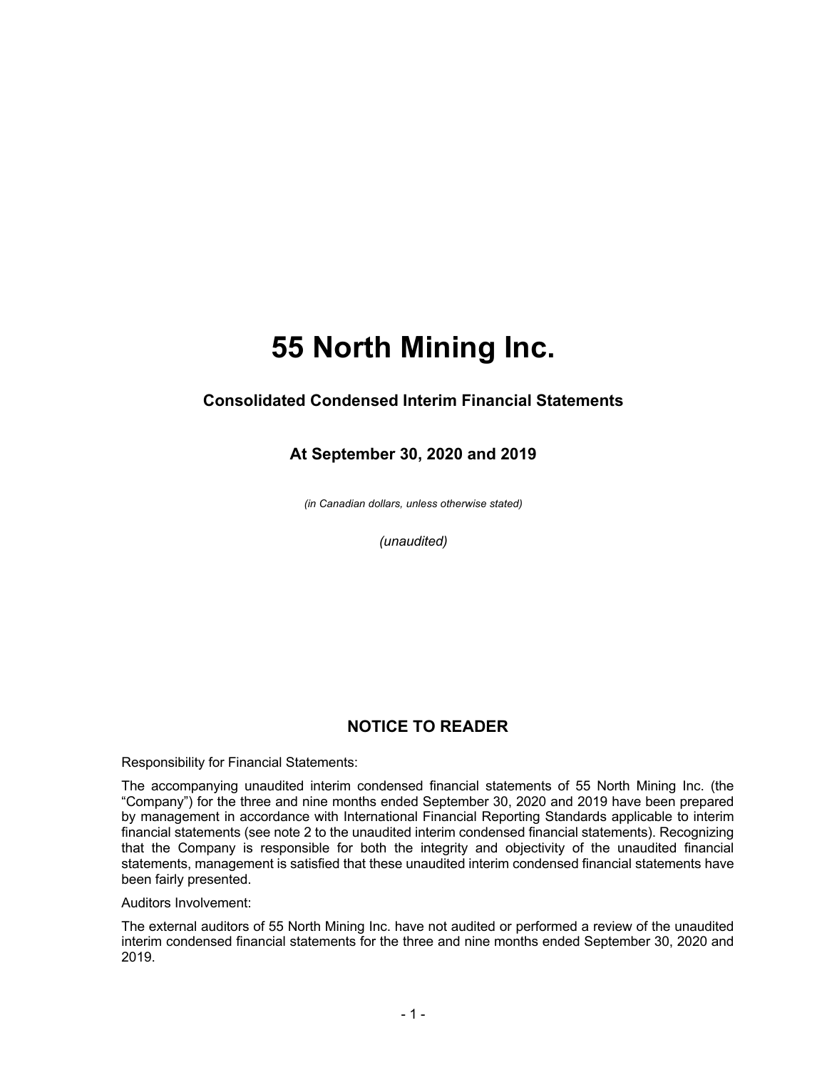# 55 North Mining Inc.

## Consolidated Condensed Interim Financial Statements

## At September 30, 2020 and 2019

*(in Canadian dollars, unless otherwise stated)*

*(unaudited)*

## NOTICE TO READER

Responsibility for Financial Statements:

The accompanying unaudited interim condensed financial statements of 55 North Mining Inc. (the "Company") for the three and nine months ended September 30, 2020 and 2019 have been prepared by management in accordance with International Financial Reporting Standards applicable to interim financial statements (see note 2 to the unaudited interim condensed financial statements). Recognizing that the Company is responsible for both the integrity and objectivity of the unaudited financial statements, management is satisfied that these unaudited interim condensed financial statements have been fairly presented.

Auditors Involvement:

The external auditors of 55 North Mining Inc. have not audited or performed a review of the unaudited interim condensed financial statements for the three and nine months ended September 30, 2020 and 2019.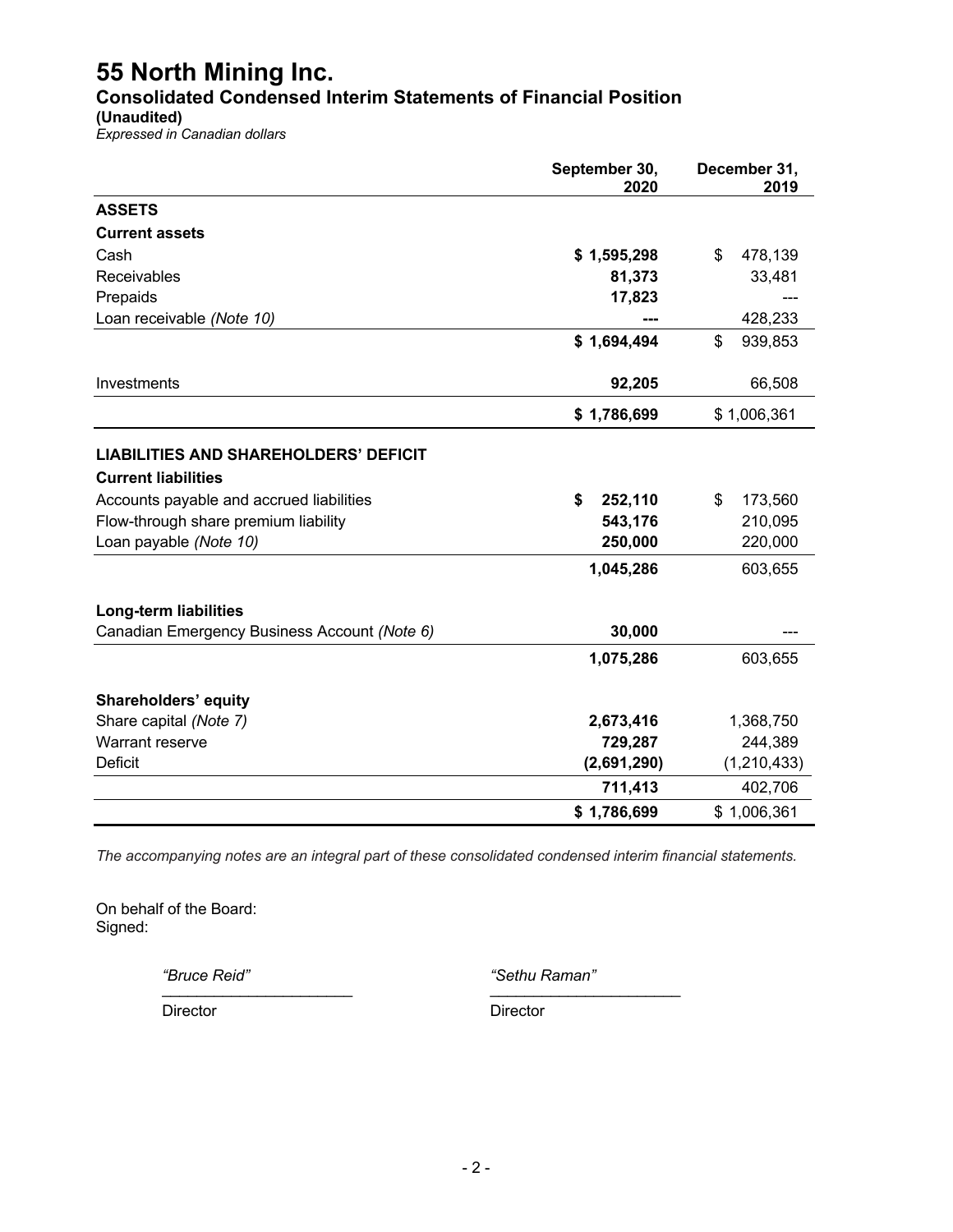# 55 North Mining Inc.

## Consolidated Condensed Interim Statements of Financial Position

**(Unaudited)**

*Expressed in Canadian dollars*

| | September 30, 2020 | December 31, 2019 |
|---|---|---|
| **ASSETS** | | |
| **Current assets** | | |
| Cash | **$ 1,595,298** | $ 478,139 |
| Receivables | **81,373** | 33,481 |
| Prepaids | **17,823** | --- |
| Loan receivable *(Note 10)* | **---** | 428,233 |
| | **$ 1,694,494** | $ 939,853 |
| Investments | **92,205** | 66,508 |
| | **$ 1,786,699** | $ 1,006,361 |
| **LIABILITIES AND SHAREHOLDERS' DEFICIT** | | |
| **Current liabilities** | | |
| Accounts payable and accrued liabilities | **$ 252,110** | $ 173,560 |
| Flow-through share premium liability | **543,176** | 210,095 |
| Loan payable *(Note 10)* | **250,000** | 220,000 |
| | **1,045,286** | 603,655 |
| **Long-term liabilities** | | |
| Canadian Emergency Business Account *(Note 6)* | **30,000** | --- |
| | **1,075,286** | 603,655 |
| **Shareholders' equity** | | |
| Share capital *(Note 7)* | **2,673,416** | 1,368,750 |
| Warrant reserve | **729,287** | 244,389 |
| Deficit | **(2,691,290)** | (1,210,433) |
| | **711,413** | 402,706 |
| | **$ 1,786,699** | $ 1,006,361 |

*The accompanying notes are an integral part of these consolidated condensed interim financial statements.*

On behalf of the Board:
Signed:

| *"Bruce Reid"* | *"Sethu Raman"* |
|---|---|
| Director | Director |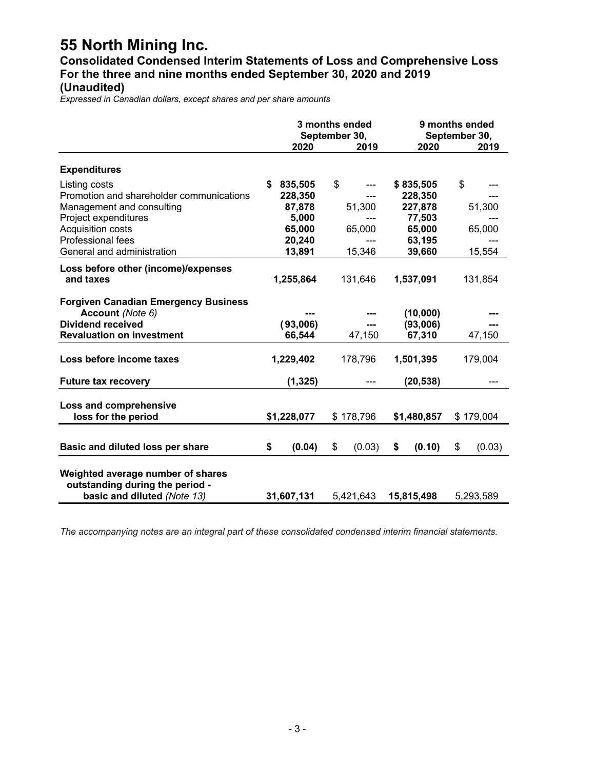# 55 North Mining Inc.

## Consolidated Condensed Interim Statements of Loss and Comprehensive Loss
## For the three and nine months ended September 30, 2020 and 2019
## (Unaudited)

*Expressed in Canadian dollars, except shares and per share amounts*

| | 3 months ended September 30, | | 9 months ended September 30, | |
|---|---|---|---|---|
| | **2020** | 2019 | **2020** | 2019 |
| **Expenditures** | | | | |
| Listing costs | **$ 835,505** | $ --- | **$ 835,505** | $ --- |
| Promotion and shareholder communications | **228,350** | --- | **228,350** | --- |
| Management and consulting | **87,878** | 51,300 | **227,878** | 51,300 |
| Project expenditures | **5,000** | --- | **77,503** | --- |
| Acquisition costs | **65,000** | 65,000 | **65,000** | 65,000 |
| Professional fees | **20,240** | --- | **63,195** | --- |
| General and administration | **13,891** | 15,346 | **39,660** | 15,554 |
| **Loss before other (income)/expenses and taxes** | **1,255,864** | 131,646 | **1,537,091** | 131,854 |
| **Forgiven Canadian Emergency Business Account** *(Note 6)* | **---** | **---** | **(10,000)** | **---** |
| **Dividend received** | **(93,006)** | **---** | **(93,006)** | **---** |
| **Revaluation on investment** | **66,544** | 47,150 | **67,310** | 47,150 |
| **Loss before income taxes** | **1,229,402** | 178,796 | **1,501,395** | 179,004 |
| **Future tax recovery** | **(1,325)** | --- | **(20,538)** | --- |
| **Loss and comprehensive loss for the period** | **$1,228,077** | $ 178,796 | **$1,480,857** | $ 179,004 |
| **Basic and diluted loss per share** | **$ (0.04)** | $ (0.03) | **$ (0.10)** | $ (0.03) |
| **Weighted average number of shares outstanding during the period - basic and diluted** *(Note 13)* | **31,607,131** | 5,421,643 | **15,815,498** | 5,293,589 |

*The accompanying notes are an integral part of these consolidated condensed interim financial statements.*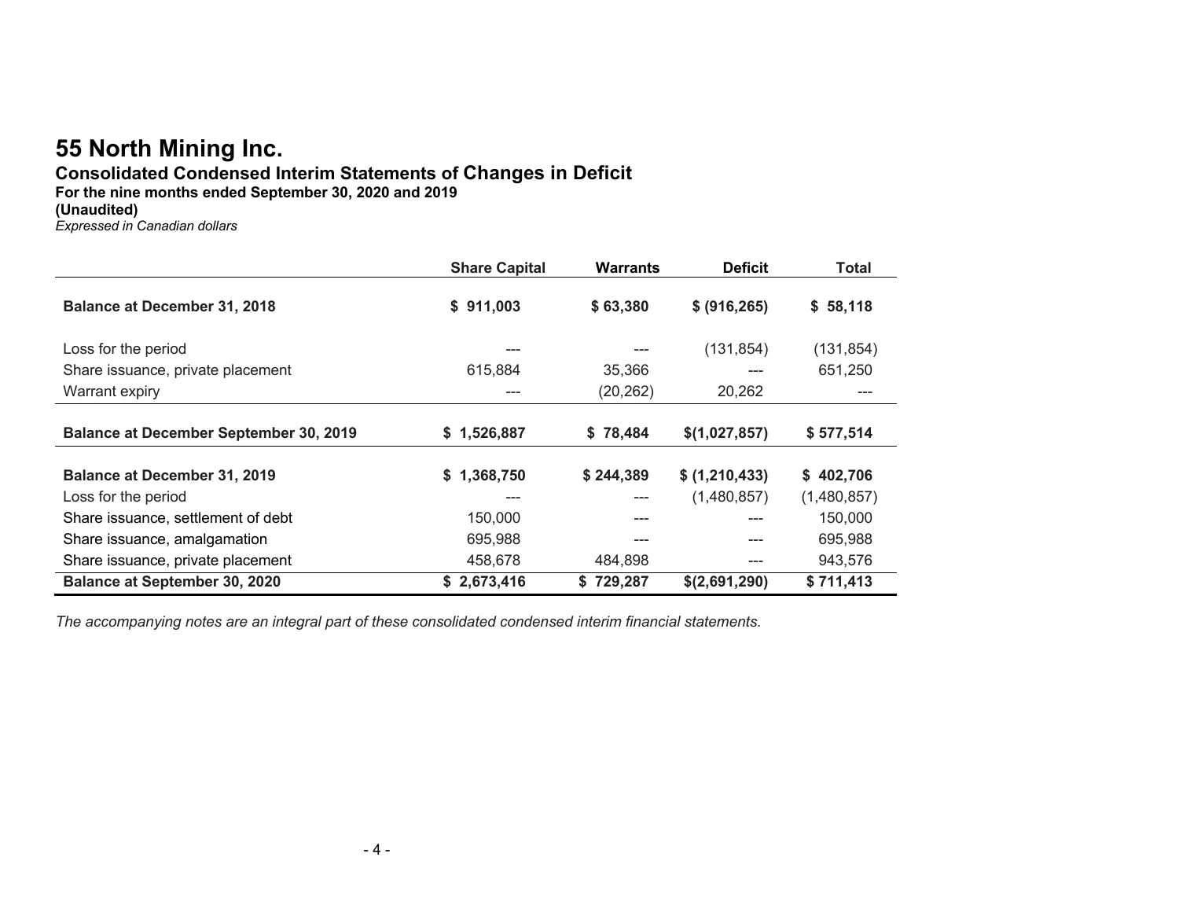# 55 North Mining Inc.

## Consolidated Condensed Interim Statements of Changes in Deficit

**For the nine months ended September 30, 2020 and 2019**

**(Unaudited)**

*Expressed in Canadian dollars*

| | Share Capital | Warrants | Deficit | Total |
|---|---|---|---|---|
| **Balance at December 31, 2018** | **$ 911,003** | **$ 63,380** | **$ (916,265)** | **$ 58,118** |
| Loss for the period | --- | --- | (131,854) | (131,854) |
| Share issuance, private placement | 615,884 | 35,366 | --- | 651,250 |
| Warrant expiry | --- | (20,262) | 20,262 | --- |
| **Balance at December September 30, 2019** | **$ 1,526,887** | **$ 78,484** | **$(1,027,857)** | **$ 577,514** |
| **Balance at December 31, 2019** | **$ 1,368,750** | **$ 244,389** | **$ (1,210,433)** | **$ 402,706** |
| Loss for the period | --- | --- | (1,480,857) | (1,480,857) |
| Share issuance, settlement of debt | 150,000 | --- | --- | 150,000 |
| Share issuance, amalgamation | 695,988 | --- | --- | 695,988 |
| Share issuance, private placement | 458,678 | 484,898 | --- | 943,576 |
| **Balance at September 30, 2020** | **$ 2,673,416** | **$ 729,287** | **$(2,691,290)** | **$ 711,413** |

*The accompanying notes are an integral part of these consolidated condensed interim financial statements.*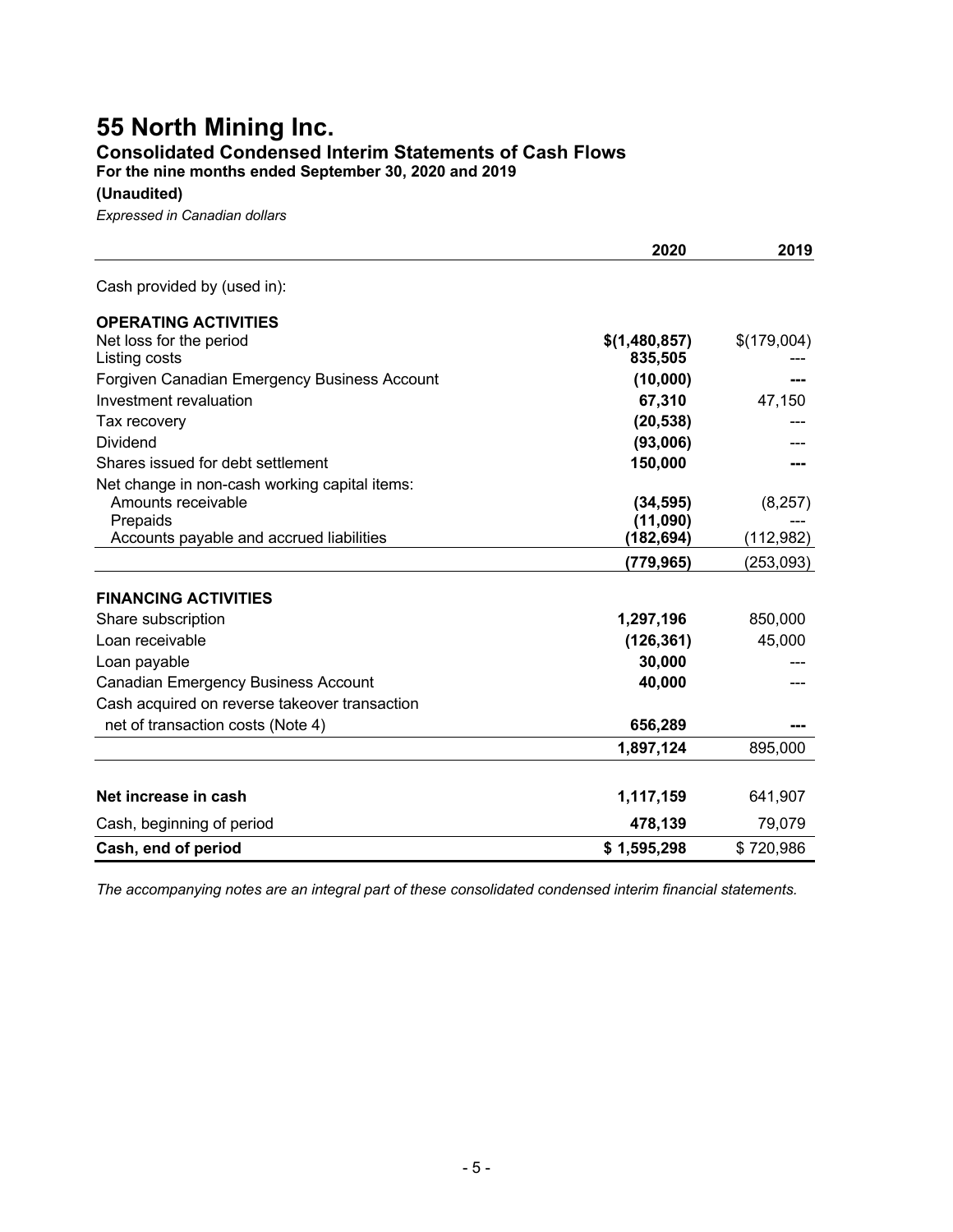# 55 North Mining Inc.

## Consolidated Condensed Interim Statements of Cash Flows

### For the nine months ended September 30, 2020 and 2019

**(Unaudited)**

*Expressed in Canadian dollars*

| | 2020 | 2019 |
|---|---|---|
| Cash provided by (used in): | | |
| **OPERATING ACTIVITIES** | | |
| Net loss for the period | **$(1,480,857)** | $(179,004) |
| Listing costs | **835,505** | --- |
| Forgiven Canadian Emergency Business Account | **(10,000)** | **---** |
| Investment revaluation | **67,310** | 47,150 |
| Tax recovery | **(20,538)** | --- |
| Dividend | **(93,006)** | --- |
| Shares issued for debt settlement | **150,000** | **---** |
| Net change in non-cash working capital items: | | |
| Amounts receivable | **(34,595)** | (8,257) |
| Prepaids | **(11,090)** | --- |
| Accounts payable and accrued liabilities | **(182,694)** | (112,982) |
| | **(779,965)** | (253,093) |
| **FINANCING ACTIVITIES** | | |
| Share subscription | **1,297,196** | 850,000 |
| Loan receivable | **(126,361)** | 45,000 |
| Loan payable | **30,000** | --- |
| Canadian Emergency Business Account | **40,000** | --- |
| Cash acquired on reverse takeover transaction net of transaction costs (Note 4) | **656,289** | **---** |
| | **1,897,124** | 895,000 |
| **Net increase in cash** | **1,117,159** | 641,907 |
| Cash, beginning of period | **478,139** | 79,079 |
| **Cash, end of period** | **$ 1,595,298** | $ 720,986 |

*The accompanying notes are an integral part of these consolidated condensed interim financial statements.*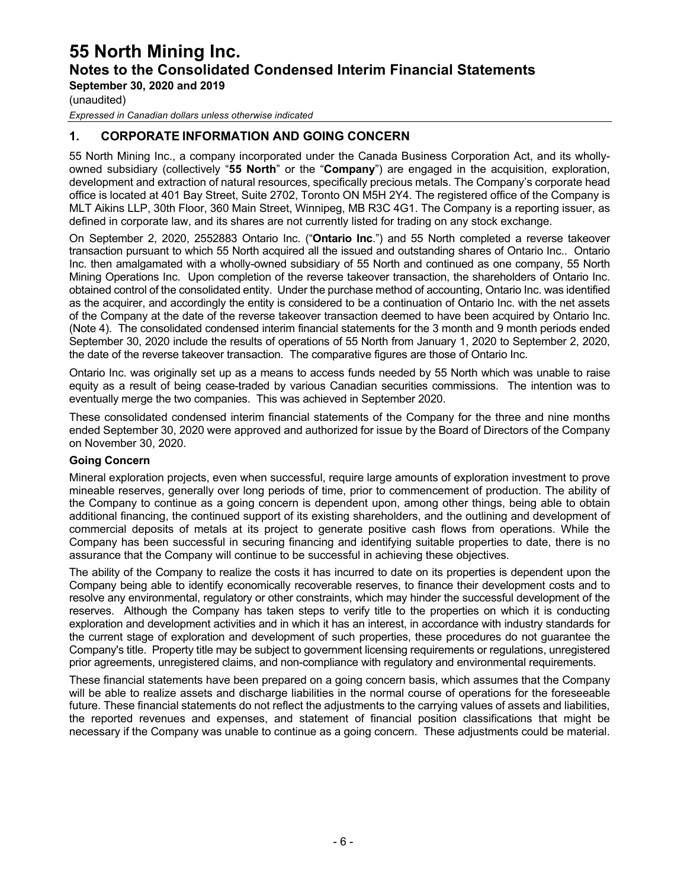## 1. CORPORATE INFORMATION AND GOING CONCERN

55 North Mining Inc., a company incorporated under the Canada Business Corporation Act, and its wholly-owned subsidiary (collectively "**55 North**" or the "**Company**") are engaged in the acquisition, exploration, development and extraction of natural resources, specifically precious metals. The Company's corporate head office is located at 401 Bay Street, Suite 2702, Toronto ON M5H 2Y4. The registered office of the Company is MLT Aikins LLP, 30th Floor, 360 Main Street, Winnipeg, MB R3C 4G1. The Company is a reporting issuer, as defined in corporate law, and its shares are not currently listed for trading on any stock exchange.

On September 2, 2020, 2552883 Ontario Inc. ("**Ontario Inc**.") and 55 North completed a reverse takeover transaction pursuant to which 55 North acquired all the issued and outstanding shares of Ontario Inc.. Ontario Inc. then amalgamated with a wholly-owned subsidiary of 55 North and continued as one company, 55 North Mining Operations Inc. Upon completion of the reverse takeover transaction, the shareholders of Ontario Inc. obtained control of the consolidated entity. Under the purchase method of accounting, Ontario Inc. was identified as the acquirer, and accordingly the entity is considered to be a continuation of Ontario Inc. with the net assets of the Company at the date of the reverse takeover transaction deemed to have been acquired by Ontario Inc. (Note 4). The consolidated condensed interim financial statements for the 3 month and 9 month periods ended September 30, 2020 include the results of operations of 55 North from January 1, 2020 to September 2, 2020, the date of the reverse takeover transaction. The comparative figures are those of Ontario Inc.

Ontario Inc. was originally set up as a means to access funds needed by 55 North which was unable to raise equity as a result of being cease-traded by various Canadian securities commissions. The intention was to eventually merge the two companies. This was achieved in September 2020.

These consolidated condensed interim financial statements of the Company for the three and nine months ended September 30, 2020 were approved and authorized for issue by the Board of Directors of the Company on November 30, 2020.

### Going Concern

Mineral exploration projects, even when successful, require large amounts of exploration investment to prove mineable reserves, generally over long periods of time, prior to commencement of production. The ability of the Company to continue as a going concern is dependent upon, among other things, being able to obtain additional financing, the continued support of its existing shareholders, and the outlining and development of commercial deposits of metals at its project to generate positive cash flows from operations. While the Company has been successful in securing financing and identifying suitable properties to date, there is no assurance that the Company will continue to be successful in achieving these objectives.

The ability of the Company to realize the costs it has incurred to date on its properties is dependent upon the Company being able to identify economically recoverable reserves, to finance their development costs and to resolve any environmental, regulatory or other constraints, which may hinder the successful development of the reserves. Although the Company has taken steps to verify title to the properties on which it is conducting exploration and development activities and in which it has an interest, in accordance with industry standards for the current stage of exploration and development of such properties, these procedures do not guarantee the Company's title. Property title may be subject to government licensing requirements or regulations, unregistered prior agreements, unregistered claims, and non-compliance with regulatory and environmental requirements.

These financial statements have been prepared on a going concern basis, which assumes that the Company will be able to realize assets and discharge liabilities in the normal course of operations for the foreseeable future. These financial statements do not reflect the adjustments to the carrying values of assets and liabilities, the reported revenues and expenses, and statement of financial position classifications that might be necessary if the Company was unable to continue as a going concern. These adjustments could be material.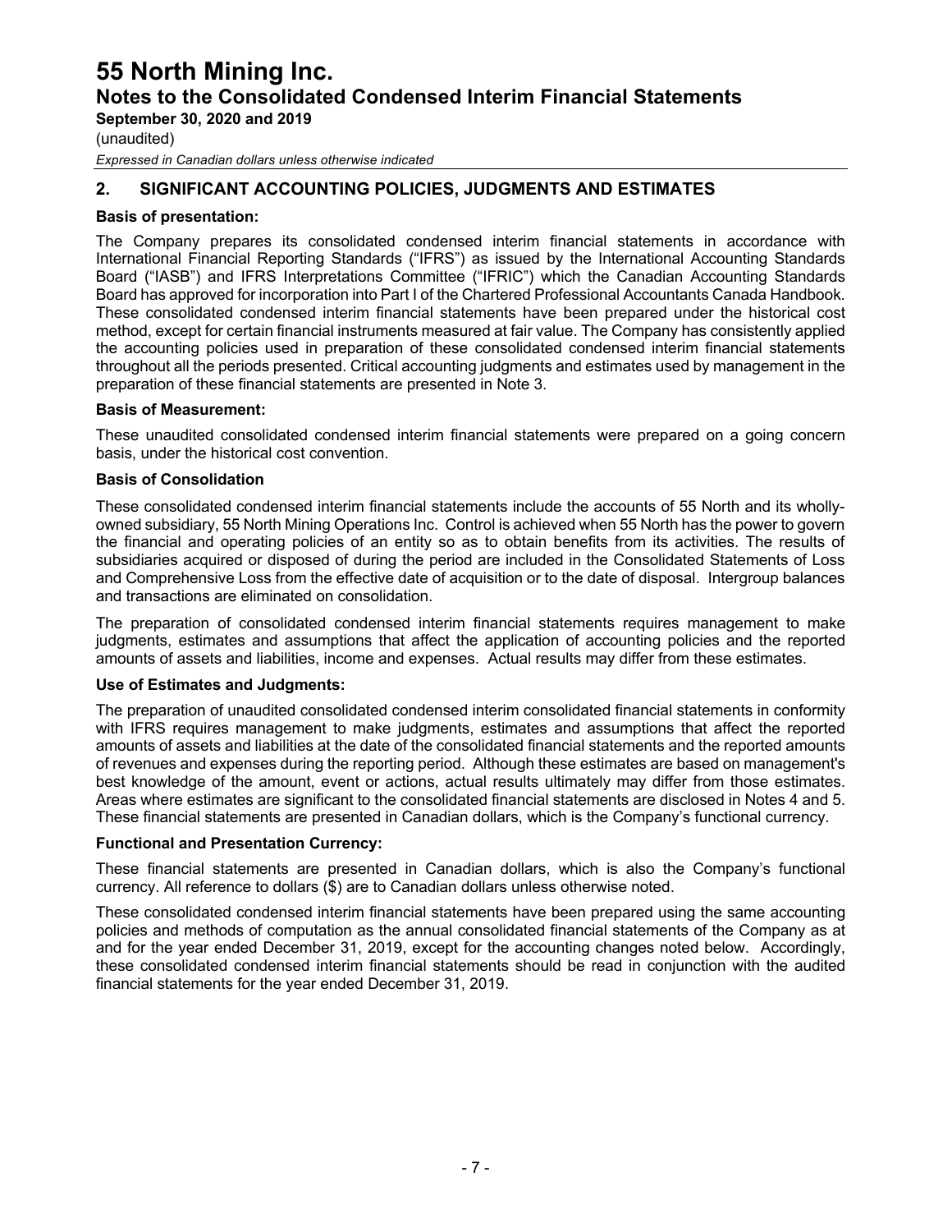## 2. SIGNIFICANT ACCOUNTING POLICIES, JUDGMENTS AND ESTIMATES

**Basis of presentation:**

The Company prepares its consolidated condensed interim financial statements in accordance with International Financial Reporting Standards ("IFRS") as issued by the International Accounting Standards Board ("IASB") and IFRS Interpretations Committee ("IFRIC") which the Canadian Accounting Standards Board has approved for incorporation into Part I of the Chartered Professional Accountants Canada Handbook. These consolidated condensed interim financial statements have been prepared under the historical cost method, except for certain financial instruments measured at fair value. The Company has consistently applied the accounting policies used in preparation of these consolidated condensed interim financial statements throughout all the periods presented. Critical accounting judgments and estimates used by management in the preparation of these financial statements are presented in Note 3.

**Basis of Measurement:**

These unaudited consolidated condensed interim financial statements were prepared on a going concern basis, under the historical cost convention.

**Basis of Consolidation**

These consolidated condensed interim financial statements include the accounts of 55 North and its wholly-owned subsidiary, 55 North Mining Operations Inc. Control is achieved when 55 North has the power to govern the financial and operating policies of an entity so as to obtain benefits from its activities. The results of subsidiaries acquired or disposed of during the period are included in the Consolidated Statements of Loss and Comprehensive Loss from the effective date of acquisition or to the date of disposal. Intergroup balances and transactions are eliminated on consolidation.

The preparation of consolidated condensed interim financial statements requires management to make judgments, estimates and assumptions that affect the application of accounting policies and the reported amounts of assets and liabilities, income and expenses. Actual results may differ from these estimates.

**Use of Estimates and Judgments:**

The preparation of unaudited consolidated condensed interim consolidated financial statements in conformity with IFRS requires management to make judgments, estimates and assumptions that affect the reported amounts of assets and liabilities at the date of the consolidated financial statements and the reported amounts of revenues and expenses during the reporting period. Although these estimates are based on management's best knowledge of the amount, event or actions, actual results ultimately may differ from those estimates. Areas where estimates are significant to the consolidated financial statements are disclosed in Notes 4 and 5. These financial statements are presented in Canadian dollars, which is the Company's functional currency.

**Functional and Presentation Currency:**

These financial statements are presented in Canadian dollars, which is also the Company's functional currency. All reference to dollars ($) are to Canadian dollars unless otherwise noted.

These consolidated condensed interim financial statements have been prepared using the same accounting policies and methods of computation as the annual consolidated financial statements of the Company as at and for the year ended December 31, 2019, except for the accounting changes noted below. Accordingly, these consolidated condensed interim financial statements should be read in conjunction with the audited financial statements for the year ended December 31, 2019.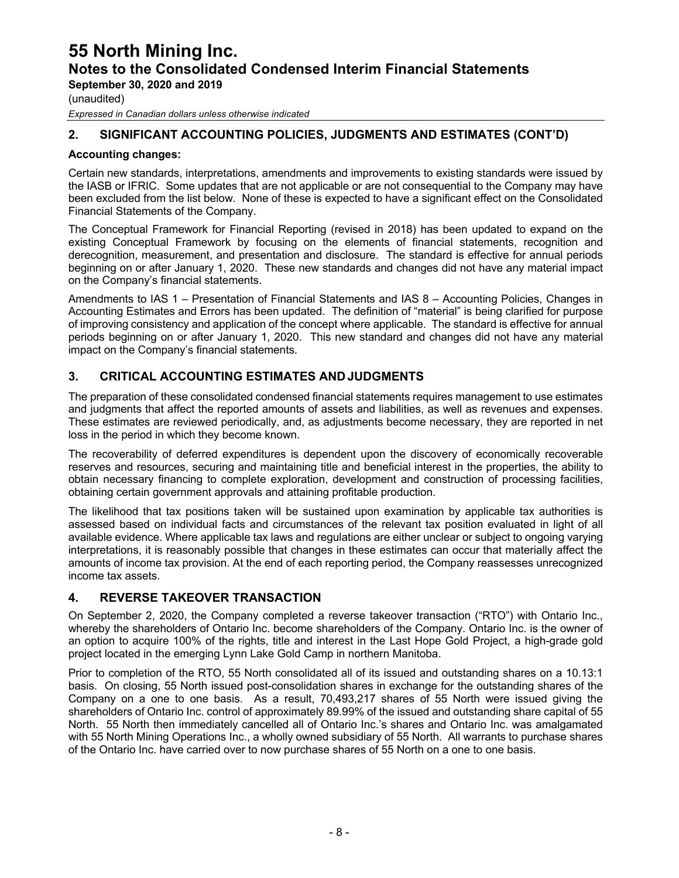## 2. SIGNIFICANT ACCOUNTING POLICIES, JUDGMENTS AND ESTIMATES (CONT'D)

**Accounting changes:**

Certain new standards, interpretations, amendments and improvements to existing standards were issued by the IASB or IFRIC. Some updates that are not applicable or are not consequential to the Company may have been excluded from the list below. None of these is expected to have a significant effect on the Consolidated Financial Statements of the Company.

The Conceptual Framework for Financial Reporting (revised in 2018) has been updated to expand on the existing Conceptual Framework by focusing on the elements of financial statements, recognition and derecognition, measurement, and presentation and disclosure. The standard is effective for annual periods beginning on or after January 1, 2020. These new standards and changes did not have any material impact on the Company's financial statements.

Amendments to IAS 1 – Presentation of Financial Statements and IAS 8 – Accounting Policies, Changes in Accounting Estimates and Errors has been updated. The definition of "material" is being clarified for purpose of improving consistency and application of the concept where applicable. The standard is effective for annual periods beginning on or after January 1, 2020. This new standard and changes did not have any material impact on the Company's financial statements.

## 3. CRITICAL ACCOUNTING ESTIMATES AND JUDGMENTS

The preparation of these consolidated condensed financial statements requires management to use estimates and judgments that affect the reported amounts of assets and liabilities, as well as revenues and expenses. These estimates are reviewed periodically, and, as adjustments become necessary, they are reported in net loss in the period in which they become known.

The recoverability of deferred expenditures is dependent upon the discovery of economically recoverable reserves and resources, securing and maintaining title and beneficial interest in the properties, the ability to obtain necessary financing to complete exploration, development and construction of processing facilities, obtaining certain government approvals and attaining profitable production.

The likelihood that tax positions taken will be sustained upon examination by applicable tax authorities is assessed based on individual facts and circumstances of the relevant tax position evaluated in light of all available evidence. Where applicable tax laws and regulations are either unclear or subject to ongoing varying interpretations, it is reasonably possible that changes in these estimates can occur that materially affect the amounts of income tax provision. At the end of each reporting period, the Company reassesses unrecognized income tax assets.

## 4. REVERSE TAKEOVER TRANSACTION

On September 2, 2020, the Company completed a reverse takeover transaction ("RTO") with Ontario Inc., whereby the shareholders of Ontario Inc. become shareholders of the Company. Ontario Inc. is the owner of an option to acquire 100% of the rights, title and interest in the Last Hope Gold Project, a high-grade gold project located in the emerging Lynn Lake Gold Camp in northern Manitoba.

Prior to completion of the RTO, 55 North consolidated all of its issued and outstanding shares on a 10.13:1 basis. On closing, 55 North issued post-consolidation shares in exchange for the outstanding shares of the Company on a one to one basis. As a result, 70,493,217 shares of 55 North were issued giving the shareholders of Ontario Inc. control of approximately 89.99% of the issued and outstanding share capital of 55 North. 55 North then immediately cancelled all of Ontario Inc.'s shares and Ontario Inc. was amalgamated with 55 North Mining Operations Inc., a wholly owned subsidiary of 55 North. All warrants to purchase shares of the Ontario Inc. have carried over to now purchase shares of 55 North on a one to one basis.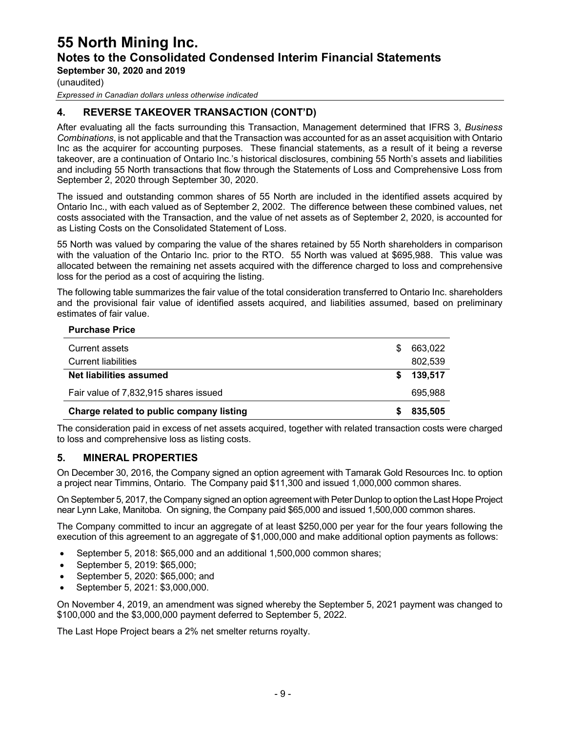## 4. REVERSE TAKEOVER TRANSACTION (CONT'D)

After evaluating all the facts surrounding this Transaction, Management determined that IFRS 3, *Business Combinations*, is not applicable and that the Transaction was accounted for as an asset acquisition with Ontario Inc as the acquirer for accounting purposes. These financial statements, as a result of it being a reverse takeover, are a continuation of Ontario Inc.'s historical disclosures, combining 55 North's assets and liabilities and including 55 North transactions that flow through the Statements of Loss and Comprehensive Loss from September 2, 2020 through September 30, 2020.

The issued and outstanding common shares of 55 North are included in the identified assets acquired by Ontario Inc., with each valued as of September 2, 2002. The difference between these combined values, net costs associated with the Transaction, and the value of net assets as of September 2, 2020, is accounted for as Listing Costs on the Consolidated Statement of Loss.

55 North was valued by comparing the value of the shares retained by 55 North shareholders in comparison with the valuation of the Ontario Inc. prior to the RTO. 55 North was valued at $695,988. This value was allocated between the remaining net assets acquired with the difference charged to loss and comprehensive loss for the period as a cost of acquiring the listing.

The following table summarizes the fair value of the total consideration transferred to Ontario Inc. shareholders and the provisional fair value of identified assets acquired, and liabilities assumed, based on preliminary estimates of fair value.

| **Purchase Price** | |
|---|---|
| Current assets | $ 663,022 |
| Current liabilities | 802,539 |
| **Net liabilities assumed** | **$ 139,517** |
| Fair value of 7,832,915 shares issued | 695,988 |
| **Charge related to public company listing** | **$ 835,505** |

The consideration paid in excess of net assets acquired, together with related transaction costs were charged to loss and comprehensive loss as listing costs.

## 5. MINERAL PROPERTIES

On December 30, 2016, the Company signed an option agreement with Tamarak Gold Resources Inc. to option a project near Timmins, Ontario. The Company paid $11,300 and issued 1,000,000 common shares.

On September 5, 2017, the Company signed an option agreement with Peter Dunlop to option the Last Hope Project near Lynn Lake, Manitoba. On signing, the Company paid $65,000 and issued 1,500,000 common shares.

The Company committed to incur an aggregate of at least $250,000 per year for the four years following the execution of this agreement to an aggregate of $1,000,000 and make additional option payments as follows:

- September 5, 2018: $65,000 and an additional 1,500,000 common shares;
- September 5, 2019: $65,000;
- September 5, 2020: $65,000; and
- September 5, 2021: $3,000,000.

On November 4, 2019, an amendment was signed whereby the September 5, 2021 payment was changed to $100,000 and the $3,000,000 payment deferred to September 5, 2022.

The Last Hope Project bears a 2% net smelter returns royalty.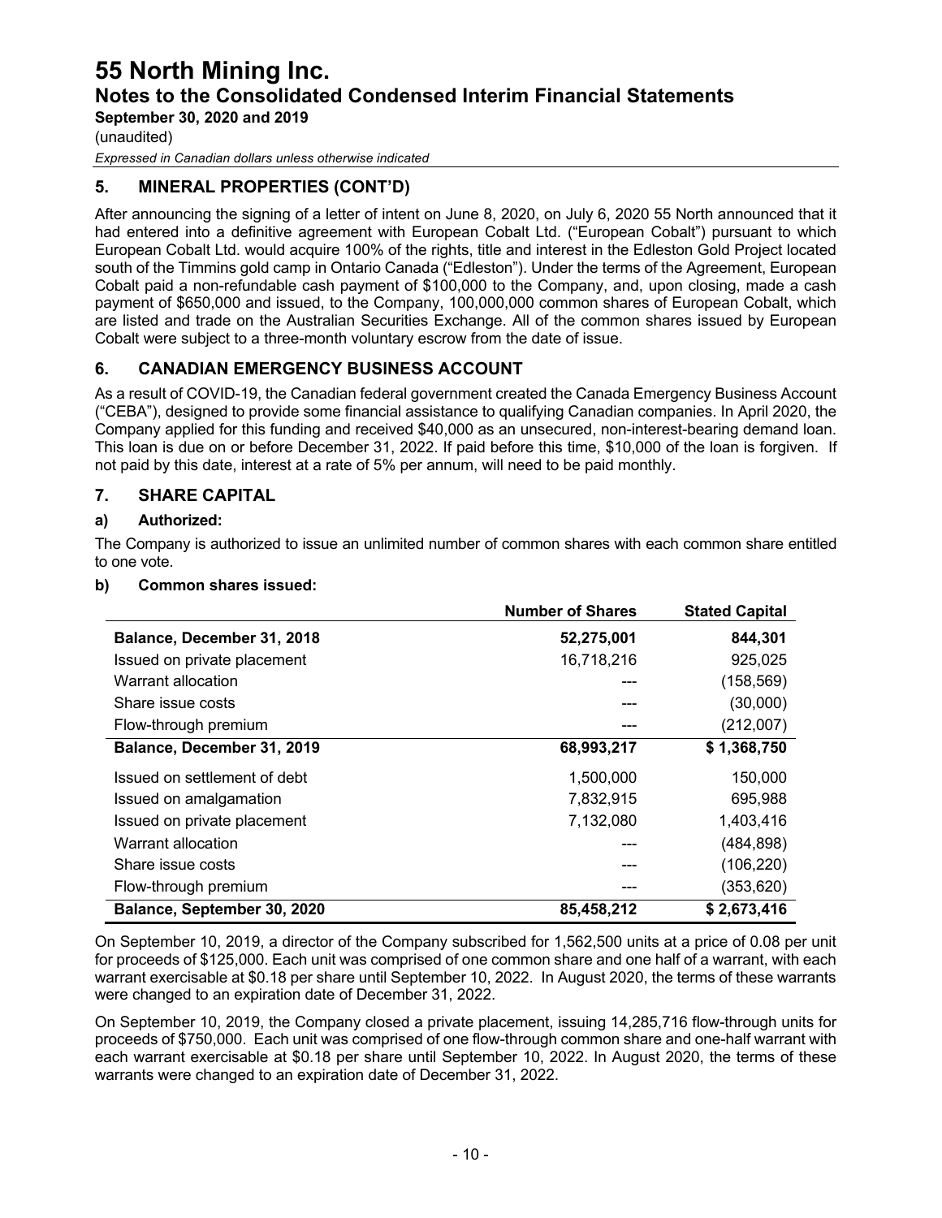## 5. MINERAL PROPERTIES (CONT'D)

After announcing the signing of a letter of intent on June 8, 2020, on July 6, 2020 55 North announced that it had entered into a definitive agreement with European Cobalt Ltd. ("European Cobalt") pursuant to which European Cobalt Ltd. would acquire 100% of the rights, title and interest in the Edleston Gold Project located south of the Timmins gold camp in Ontario Canada ("Edleston"). Under the terms of the Agreement, European Cobalt paid a non-refundable cash payment of $100,000 to the Company, and, upon closing, made a cash payment of $650,000 and issued, to the Company, 100,000,000 common shares of European Cobalt, which are listed and trade on the Australian Securities Exchange. All of the common shares issued by European Cobalt were subject to a three-month voluntary escrow from the date of issue.

## 6. CANADIAN EMERGENCY BUSINESS ACCOUNT

As a result of COVID-19, the Canadian federal government created the Canada Emergency Business Account ("CEBA"), designed to provide some financial assistance to qualifying Canadian companies. In April 2020, the Company applied for this funding and received $40,000 as an unsecured, non-interest-bearing demand loan. This loan is due on or before December 31, 2022. If paid before this time, $10,000 of the loan is forgiven. If not paid by this date, interest at a rate of 5% per annum, will need to be paid monthly.

## 7. SHARE CAPITAL

### a) Authorized:

The Company is authorized to issue an unlimited number of common shares with each common share entitled to one vote.

### b) Common shares issued:

| | Number of Shares | Stated Capital |
|---|---|---|
| **Balance, December 31, 2018** | **52,275,001** | **844,301** |
| Issued on private placement | 16,718,216 | 925,025 |
| Warrant allocation | --- | (158,569) |
| Share issue costs | --- | (30,000) |
| Flow-through premium | --- | (212,007) |
| **Balance, December 31, 2019** | **68,993,217** | **$ 1,368,750** |
| Issued on settlement of debt | 1,500,000 | 150,000 |
| Issued on amalgamation | 7,832,915 | 695,988 |
| Issued on private placement | 7,132,080 | 1,403,416 |
| Warrant allocation | --- | (484,898) |
| Share issue costs | --- | (106,220) |
| Flow-through premium | --- | (353,620) |
| **Balance, September 30, 2020** | **85,458,212** | **$ 2,673,416** |

On September 10, 2019, a director of the Company subscribed for 1,562,500 units at a price of 0.08 per unit for proceeds of $125,000. Each unit was comprised of one common share and one half of a warrant, with each warrant exercisable at $0.18 per share until September 10, 2022. In August 2020, the terms of these warrants were changed to an expiration date of December 31, 2022.

On September 10, 2019, the Company closed a private placement, issuing 14,285,716 flow-through units for proceeds of $750,000. Each unit was comprised of one flow-through common share and one-half warrant with each warrant exercisable at $0.18 per share until September 10, 2022. In August 2020, the terms of these warrants were changed to an expiration date of December 31, 2022.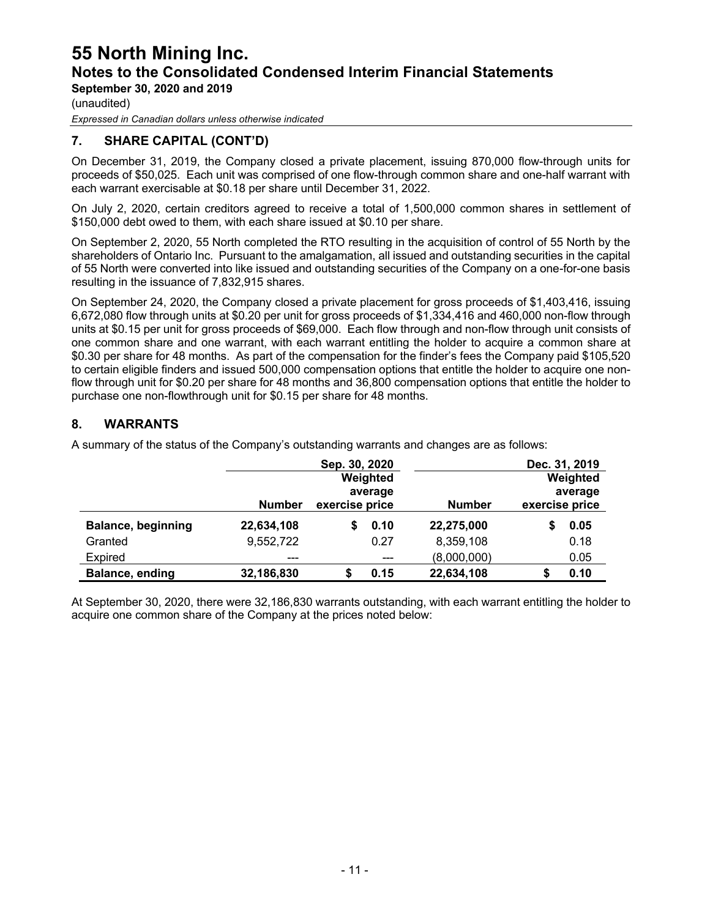# 55 North Mining Inc.

## Notes to the Consolidated Condensed Interim Financial Statements

**September 30, 2020 and 2019**

(unaudited)

*Expressed in Canadian dollars unless otherwise indicated*

### 7. SHARE CAPITAL (CONT'D)

On December 31, 2019, the Company closed a private placement, issuing 870,000 flow-through units for proceeds of $50,025. Each unit was comprised of one flow-through common share and one-half warrant with each warrant exercisable at $0.18 per share until December 31, 2022.

On July 2, 2020, certain creditors agreed to receive a total of 1,500,000 common shares in settlement of $150,000 debt owed to them, with each share issued at $0.10 per share.

On September 2, 2020, 55 North completed the RTO resulting in the acquisition of control of 55 North by the shareholders of Ontario Inc. Pursuant to the amalgamation, all issued and outstanding securities in the capital of 55 North were converted into like issued and outstanding securities of the Company on a one-for-one basis resulting in the issuance of 7,832,915 shares.

On September 24, 2020, the Company closed a private placement for gross proceeds of $1,403,416, issuing 6,672,080 flow through units at $0.20 per unit for gross proceeds of $1,334,416 and 460,000 non-flow through units at $0.15 per unit for gross proceeds of $69,000. Each flow through and non-flow through unit consists of one common share and one warrant, with each warrant entitling the holder to acquire a common share at $0.30 per share for 48 months. As part of the compensation for the finder's fees the Company paid $105,520 to certain eligible finders and issued 500,000 compensation options that entitle the holder to acquire one non-flow through unit for $0.20 per share for 48 months and 36,800 compensation options that entitle the holder to purchase one non-flowthrough unit for $0.15 per share for 48 months.

### 8. WARRANTS

A summary of the status of the Company's outstanding warrants and changes are as follows:

| | Sep. 30, 2020 | | Dec. 31, 2019 | |
|---|---|---|---|---|
| | **Number** | **Weighted average exercise price** | **Number** | **Weighted average exercise price** |
| **Balance, beginning** | **22,634,108** | **$ 0.10** | **22,275,000** | **$ 0.05** |
| Granted | 9,552,722 | 0.27 | 8,359,108 | 0.18 |
| Expired | --- | --- | (8,000,000) | 0.05 |
| **Balance, ending** | **32,186,830** | **$ 0.15** | **22,634,108** | **$ 0.10** |

At September 30, 2020, there were 32,186,830 warrants outstanding, with each warrant entitling the holder to acquire one common share of the Company at the prices noted below: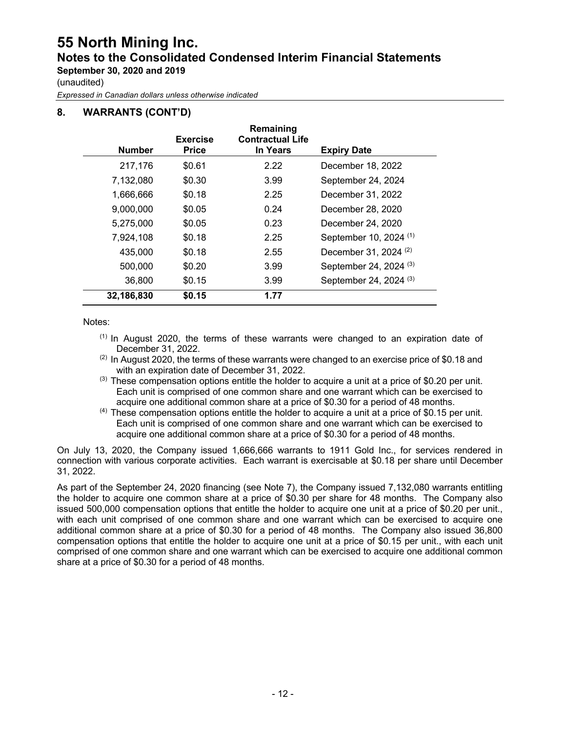## 8. WARRANTS (CONT'D)

| Number | Exercise Price | Remaining Contractual Life In Years | Expiry Date |
|---|---|---|---|
| 217,176 | \$0.61 | 2.22 | December 18, 2022 |
| 7,132,080 | \$0.30 | 3.99 | September 24, 2024 |
| 1,666,666 | \$0.18 | 2.25 | December 31, 2022 |
| 9,000,000 | \$0.05 | 0.24 | December 28, 2020 |
| 5,275,000 | \$0.05 | 0.23 | December 24, 2020 |
| 7,924,108 | \$0.18 | 2.25 | September 10, 2024 [1] |
| 435,000 | \$0.18 | 2.55 | December 31, 2024 [2] |
| 500,000 | \$0.20 | 3.99 | September 24, 2024 [3] |
| 36,800 | \$0.15 | 3.99 | September 24, 2024 [3] |
| **32,186,830** | **\$0.15** | **1.77** | |

Notes:

[1] In August 2020, the terms of these warrants were changed to an expiration date of December 31, 2022.

[2] In August 2020, the terms of these warrants were changed to an exercise price of \$0.18 and with an expiration date of December 31, 2022.

[3] These compensation options entitle the holder to acquire a unit at a price of \$0.20 per unit. Each unit is comprised of one common share and one warrant which can be exercised to acquire one additional common share at a price of \$0.30 for a period of 48 months.

[4] These compensation options entitle the holder to acquire a unit at a price of \$0.15 per unit. Each unit is comprised of one common share and one warrant which can be exercised to acquire one additional common share at a price of \$0.30 for a period of 48 months.

On July 13, 2020, the Company issued 1,666,666 warrants to 1911 Gold Inc., for services rendered in connection with various corporate activities. Each warrant is exercisable at \$0.18 per share until December 31, 2022.

As part of the September 24, 2020 financing (see Note 7), the Company issued 7,132,080 warrants entitling the holder to acquire one common share at a price of \$0.30 per share for 48 months. The Company also issued 500,000 compensation options that entitle the holder to acquire one unit at a price of \$0.20 per unit., with each unit comprised of one common share and one warrant which can be exercised to acquire one additional common share at a price of \$0.30 for a period of 48 months. The Company also issued 36,800 compensation options that entitle the holder to acquire one unit at a price of \$0.15 per unit., with each unit comprised of one common share and one warrant which can be exercised to acquire one additional common share at a price of \$0.30 for a period of 48 months.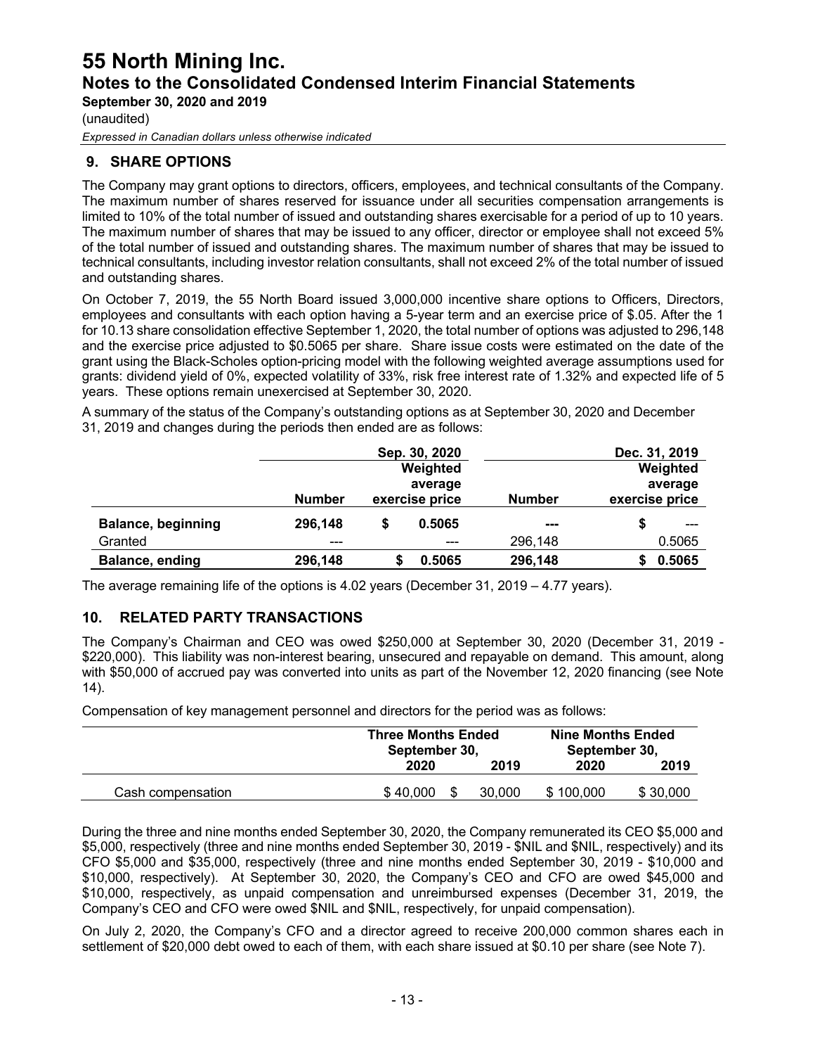## 9. SHARE OPTIONS

The Company may grant options to directors, officers, employees, and technical consultants of the Company. The maximum number of shares reserved for issuance under all securities compensation arrangements is limited to 10% of the total number of issued and outstanding shares exercisable for a period of up to 10 years. The maximum number of shares that may be issued to any officer, director or employee shall not exceed 5% of the total number of issued and outstanding shares. The maximum number of shares that may be issued to technical consultants, including investor relation consultants, shall not exceed 2% of the total number of issued and outstanding shares.

On October 7, 2019, the 55 North Board issued 3,000,000 incentive share options to Officers, Directors, employees and consultants with each option having a 5-year term and an exercise price of $.05. After the 1 for 10.13 share consolidation effective September 1, 2020, the total number of options was adjusted to 296,148 and the exercise price adjusted to $0.5065 per share. Share issue costs were estimated on the date of the grant using the Black-Scholes option-pricing model with the following weighted average assumptions used for grants: dividend yield of 0%, expected volatility of 33%, risk free interest rate of 1.32% and expected life of 5 years. These options remain unexercised at September 30, 2020.

A summary of the status of the Company's outstanding options as at September 30, 2020 and December 31, 2019 and changes during the periods then ended are as follows:

| | Sep. 30, 2020 | | Dec. 31, 2019 | |
|---|---|---|---|---|
| | Number | Weighted average exercise price | Number | Weighted average exercise price |
| **Balance, beginning** | **296,148** | **$ 0.5065** | **---** | **$ ---** |
| Granted | --- | --- | 296,148 | 0.5065 |
| **Balance, ending** | **296,148** | **$ 0.5065** | **296,148** | **$ 0.5065** |

The average remaining life of the options is 4.02 years (December 31, 2019 – 4.77 years).

## 10. RELATED PARTY TRANSACTIONS

The Company's Chairman and CEO was owed $250,000 at September 30, 2020 (December 31, 2019 - $220,000). This liability was non-interest bearing, unsecured and repayable on demand. This amount, along with $50,000 of accrued pay was converted into units as part of the November 12, 2020 financing (see Note 14).

Compensation of key management personnel and directors for the period was as follows:

| | Three Months Ended September 30, | | Nine Months Ended September 30, | |
|---|---|---|---|---|
| | 2020 | 2019 | 2020 | 2019 |
| Cash compensation | $ 40,000 | $ 30,000 | $ 100,000 | $ 30,000 |

During the three and nine months ended September 30, 2020, the Company remunerated its CEO $5,000 and $5,000, respectively (three and nine months ended September 30, 2019 - $NIL and $NIL, respectively) and its CFO $5,000 and $35,000, respectively (three and nine months ended September 30, 2019 - $10,000 and $10,000, respectively). At September 30, 2020, the Company's CEO and CFO are owed $45,000 and $10,000, respectively, as unpaid compensation and unreimbursed expenses (December 31, 2019, the Company's CEO and CFO were owed $NIL and $NIL, respectively, for unpaid compensation).

On July 2, 2020, the Company's CFO and a director agreed to receive 200,000 common shares each in settlement of $20,000 debt owed to each of them, with each share issued at $0.10 per share (see Note 7).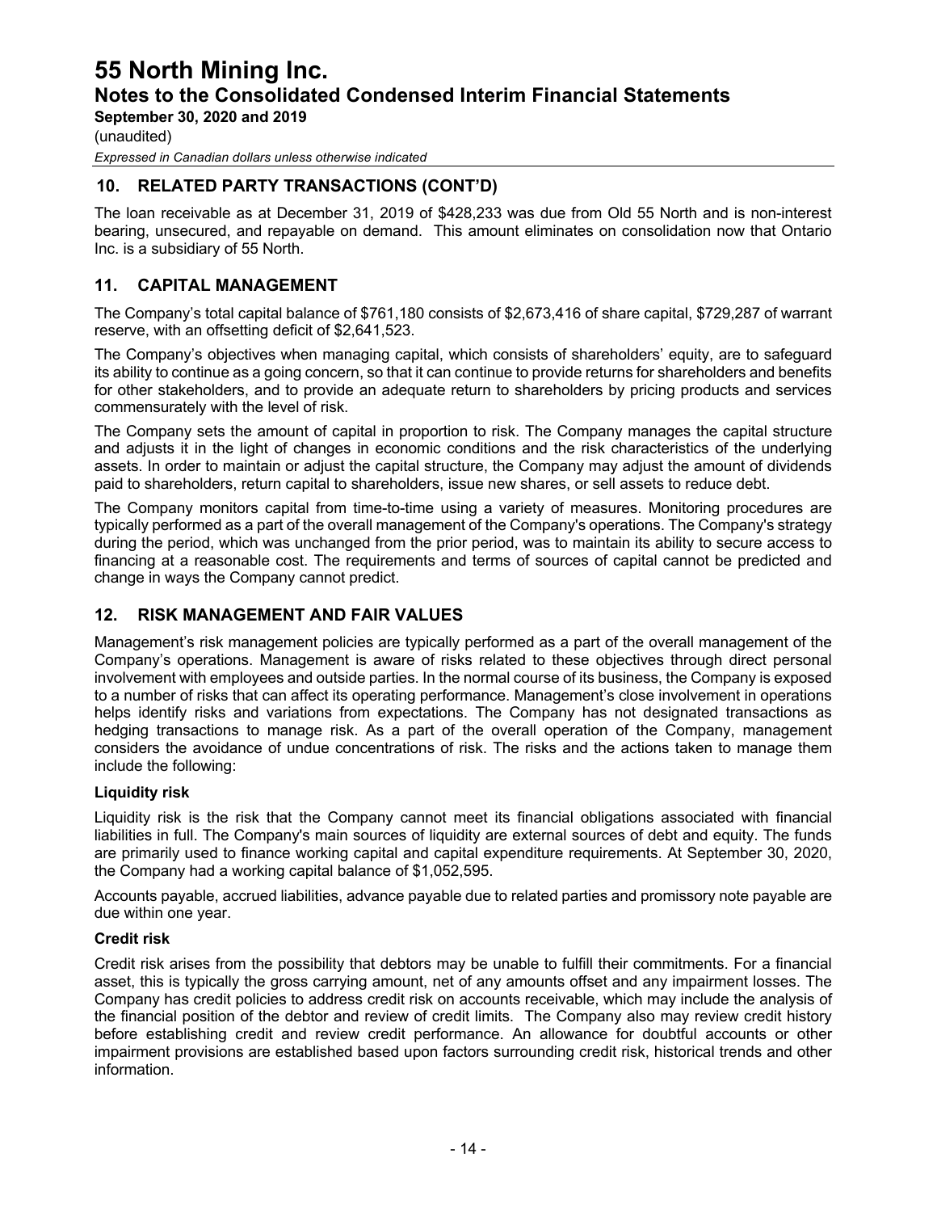## 10. RELATED PARTY TRANSACTIONS (CONT'D)

The loan receivable as at December 31, 2019 of $428,233 was due from Old 55 North and is non-interest bearing, unsecured, and repayable on demand. This amount eliminates on consolidation now that Ontario Inc. is a subsidiary of 55 North.

## 11. CAPITAL MANAGEMENT

The Company's total capital balance of $761,180 consists of $2,673,416 of share capital, $729,287 of warrant reserve, with an offsetting deficit of $2,641,523.

The Company's objectives when managing capital, which consists of shareholders' equity, are to safeguard its ability to continue as a going concern, so that it can continue to provide returns for shareholders and benefits for other stakeholders, and to provide an adequate return to shareholders by pricing products and services commensurately with the level of risk.

The Company sets the amount of capital in proportion to risk. The Company manages the capital structure and adjusts it in the light of changes in economic conditions and the risk characteristics of the underlying assets. In order to maintain or adjust the capital structure, the Company may adjust the amount of dividends paid to shareholders, return capital to shareholders, issue new shares, or sell assets to reduce debt.

The Company monitors capital from time-to-time using a variety of measures. Monitoring procedures are typically performed as a part of the overall management of the Company's operations. The Company's strategy during the period, which was unchanged from the prior period, was to maintain its ability to secure access to financing at a reasonable cost. The requirements and terms of sources of capital cannot be predicted and change in ways the Company cannot predict.

## 12. RISK MANAGEMENT AND FAIR VALUES

Management's risk management policies are typically performed as a part of the overall management of the Company's operations. Management is aware of risks related to these objectives through direct personal involvement with employees and outside parties. In the normal course of its business, the Company is exposed to a number of risks that can affect its operating performance. Management's close involvement in operations helps identify risks and variations from expectations. The Company has not designated transactions as hedging transactions to manage risk. As a part of the overall operation of the Company, management considers the avoidance of undue concentrations of risk. The risks and the actions taken to manage them include the following:

### Liquidity risk

Liquidity risk is the risk that the Company cannot meet its financial obligations associated with financial liabilities in full. The Company's main sources of liquidity are external sources of debt and equity. The funds are primarily used to finance working capital and capital expenditure requirements. At September 30, 2020, the Company had a working capital balance of $1,052,595.

Accounts payable, accrued liabilities, advance payable due to related parties and promissory note payable are due within one year.

### Credit risk

Credit risk arises from the possibility that debtors may be unable to fulfill their commitments. For a financial asset, this is typically the gross carrying amount, net of any amounts offset and any impairment losses. The Company has credit policies to address credit risk on accounts receivable, which may include the analysis of the financial position of the debtor and review of credit limits. The Company also may review credit history before establishing credit and review credit performance. An allowance for doubtful accounts or other impairment provisions are established based upon factors surrounding credit risk, historical trends and other information.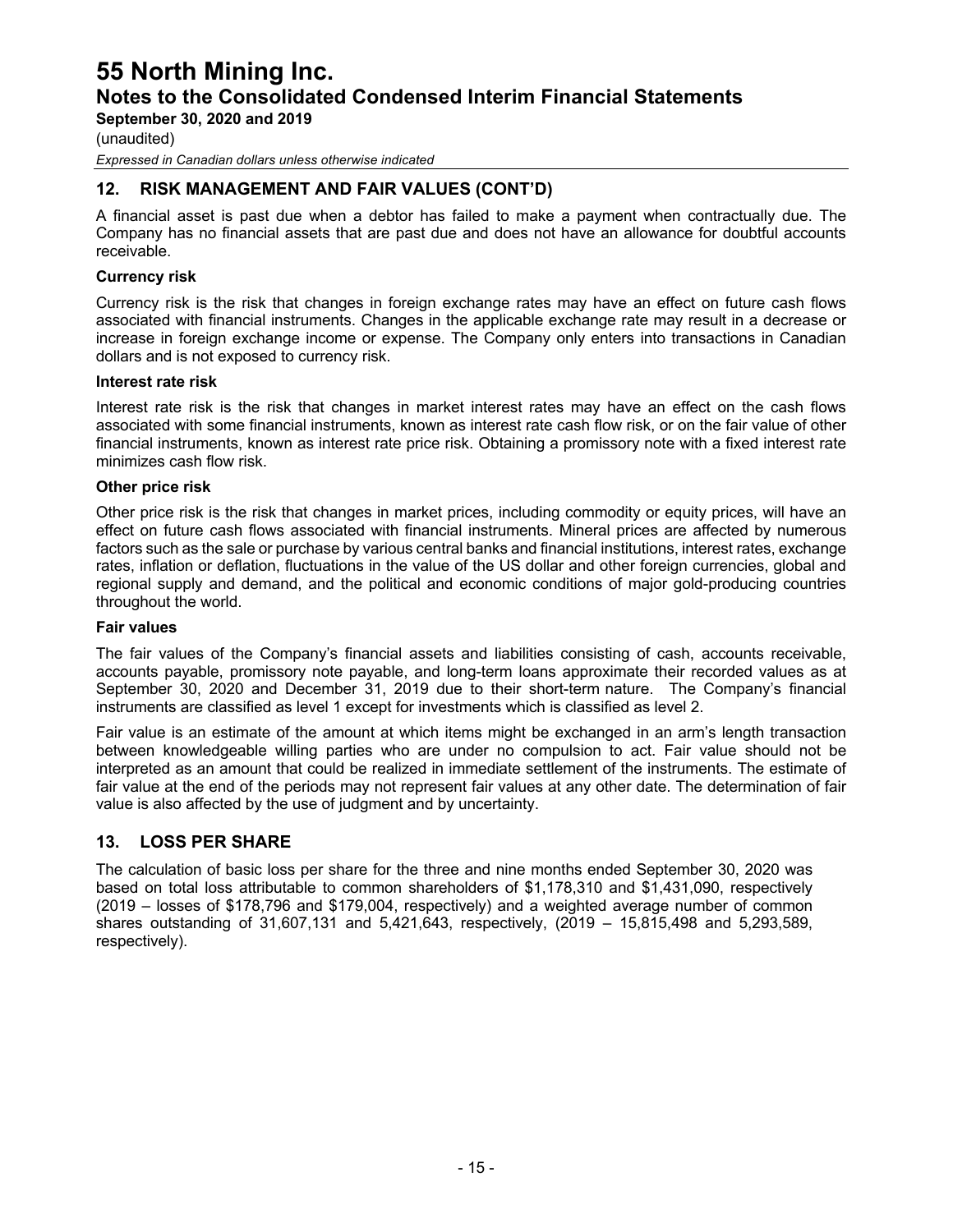## 12. RISK MANAGEMENT AND FAIR VALUES (CONT'D)

A financial asset is past due when a debtor has failed to make a payment when contractually due. The Company has no financial assets that are past due and does not have an allowance for doubtful accounts receivable.

### Currency risk

Currency risk is the risk that changes in foreign exchange rates may have an effect on future cash flows associated with financial instruments. Changes in the applicable exchange rate may result in a decrease or increase in foreign exchange income or expense. The Company only enters into transactions in Canadian dollars and is not exposed to currency risk.

### Interest rate risk

Interest rate risk is the risk that changes in market interest rates may have an effect on the cash flows associated with some financial instruments, known as interest rate cash flow risk, or on the fair value of other financial instruments, known as interest rate price risk. Obtaining a promissory note with a fixed interest rate minimizes cash flow risk.

### Other price risk

Other price risk is the risk that changes in market prices, including commodity or equity prices, will have an effect on future cash flows associated with financial instruments. Mineral prices are affected by numerous factors such as the sale or purchase by various central banks and financial institutions, interest rates, exchange rates, inflation or deflation, fluctuations in the value of the US dollar and other foreign currencies, global and regional supply and demand, and the political and economic conditions of major gold-producing countries throughout the world.

### Fair values

The fair values of the Company's financial assets and liabilities consisting of cash, accounts receivable, accounts payable, promissory note payable, and long-term loans approximate their recorded values as at September 30, 2020 and December 31, 2019 due to their short-term nature. The Company's financial instruments are classified as level 1 except for investments which is classified as level 2.

Fair value is an estimate of the amount at which items might be exchanged in an arm's length transaction between knowledgeable willing parties who are under no compulsion to act. Fair value should not be interpreted as an amount that could be realized in immediate settlement of the instruments. The estimate of fair value at the end of the periods may not represent fair values at any other date. The determination of fair value is also affected by the use of judgment and by uncertainty.

## 13. LOSS PER SHARE

The calculation of basic loss per share for the three and nine months ended September 30, 2020 was based on total loss attributable to common shareholders of $1,178,310 and $1,431,090, respectively (2019 – losses of $178,796 and $179,004, respectively) and a weighted average number of common shares outstanding of 31,607,131 and 5,421,643, respectively, (2019 – 15,815,498 and 5,293,589, respectively).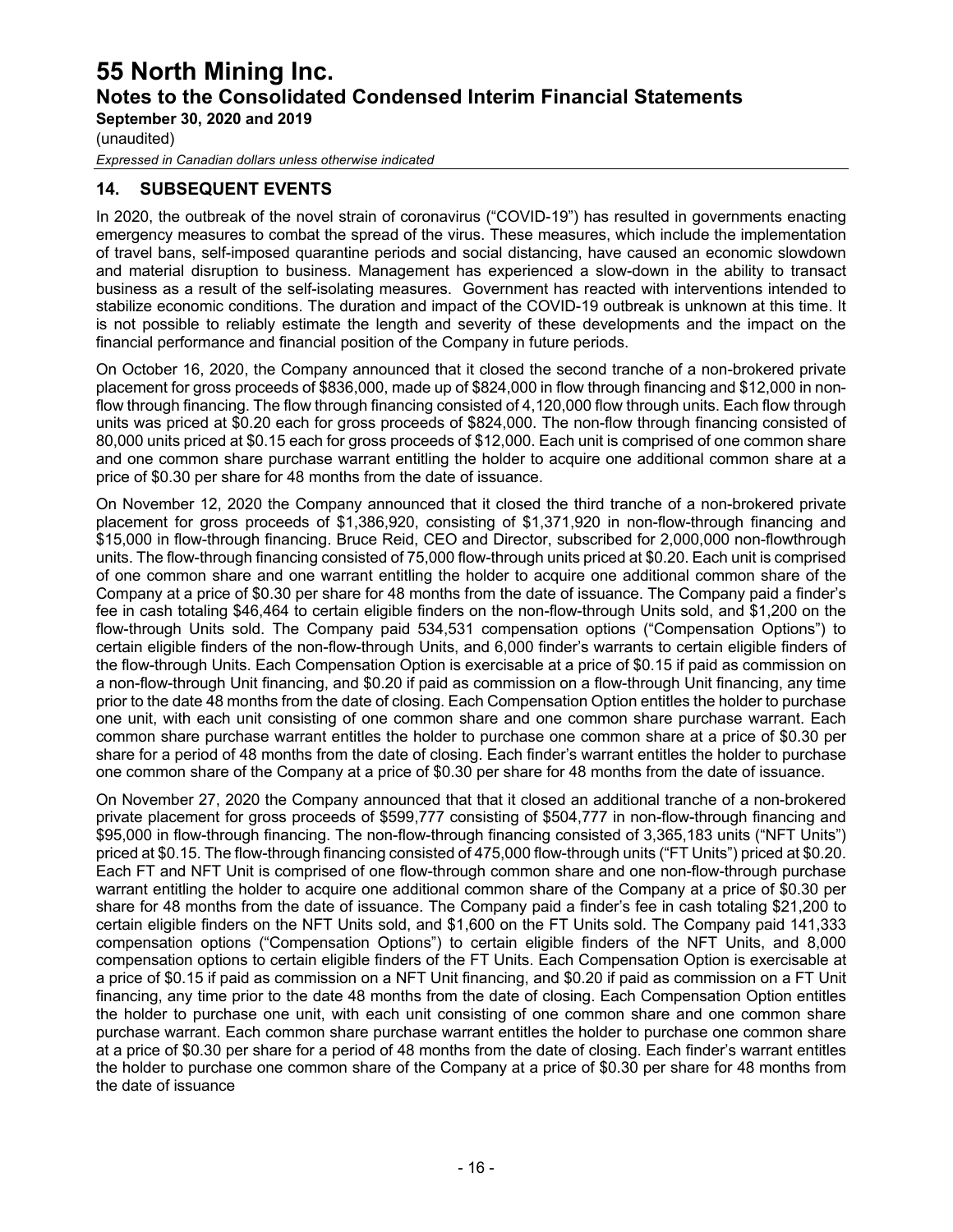## 14. SUBSEQUENT EVENTS

In 2020, the outbreak of the novel strain of coronavirus ("COVID-19") has resulted in governments enacting emergency measures to combat the spread of the virus. These measures, which include the implementation of travel bans, self-imposed quarantine periods and social distancing, have caused an economic slowdown and material disruption to business. Management has experienced a slow-down in the ability to transact business as a result of the self-isolating measures. Government has reacted with interventions intended to stabilize economic conditions. The duration and impact of the COVID-19 outbreak is unknown at this time. It is not possible to reliably estimate the length and severity of these developments and the impact on the financial performance and financial position of the Company in future periods.

On October 16, 2020, the Company announced that it closed the second tranche of a non-brokered private placement for gross proceeds of $836,000, made up of $824,000 in flow through financing and $12,000 in non-flow through financing. The flow through financing consisted of 4,120,000 flow through units. Each flow through units was priced at $0.20 each for gross proceeds of $824,000. The non-flow through financing consisted of 80,000 units priced at $0.15 each for gross proceeds of $12,000. Each unit is comprised of one common share and one common share purchase warrant entitling the holder to acquire one additional common share at a price of $0.30 per share for 48 months from the date of issuance.

On November 12, 2020 the Company announced that it closed the third tranche of a non-brokered private placement for gross proceeds of $1,386,920, consisting of $1,371,920 in non-flow-through financing and $15,000 in flow-through financing. Bruce Reid, CEO and Director, subscribed for 2,000,000 non-flowthrough units. The flow-through financing consisted of 75,000 flow-through units priced at $0.20. Each unit is comprised of one common share and one warrant entitling the holder to acquire one additional common share of the Company at a price of $0.30 per share for 48 months from the date of issuance. The Company paid a finder's fee in cash totaling $46,464 to certain eligible finders on the non-flow-through Units sold, and $1,200 on the flow-through Units sold. The Company paid 534,531 compensation options ("Compensation Options") to certain eligible finders of the non-flow-through Units, and 6,000 finder's warrants to certain eligible finders of the flow-through Units. Each Compensation Option is exercisable at a price of $0.15 if paid as commission on a non-flow-through Unit financing, and $0.20 if paid as commission on a flow-through Unit financing, any time prior to the date 48 months from the date of closing. Each Compensation Option entitles the holder to purchase one unit, with each unit consisting of one common share and one common share purchase warrant. Each common share purchase warrant entitles the holder to purchase one common share at a price of $0.30 per share for a period of 48 months from the date of closing. Each finder's warrant entitles the holder to purchase one common share of the Company at a price of $0.30 per share for 48 months from the date of issuance.

On November 27, 2020 the Company announced that that it closed an additional tranche of a non-brokered private placement for gross proceeds of $599,777 consisting of $504,777 in non-flow-through financing and $95,000 in flow-through financing. The non-flow-through financing consisted of 3,365,183 units ("NFT Units") priced at $0.15. The flow-through financing consisted of 475,000 flow-through units ("FT Units") priced at $0.20. Each FT and NFT Unit is comprised of one flow-through common share and one non-flow-through purchase warrant entitling the holder to acquire one additional common share of the Company at a price of $0.30 per share for 48 months from the date of issuance. The Company paid a finder's fee in cash totaling $21,200 to certain eligible finders on the NFT Units sold, and $1,600 on the FT Units sold. The Company paid 141,333 compensation options ("Compensation Options") to certain eligible finders of the NFT Units, and 8,000 compensation options to certain eligible finders of the FT Units. Each Compensation Option is exercisable at a price of $0.15 if paid as commission on a NFT Unit financing, and $0.20 if paid as commission on a FT Unit financing, any time prior to the date 48 months from the date of closing. Each Compensation Option entitles the holder to purchase one unit, with each unit consisting of one common share and one common share purchase warrant. Each common share purchase warrant entitles the holder to purchase one common share at a price of $0.30 per share for a period of 48 months from the date of closing. Each finder's warrant entitles the holder to purchase one common share of the Company at a price of $0.30 per share for 48 months from the date of issuance